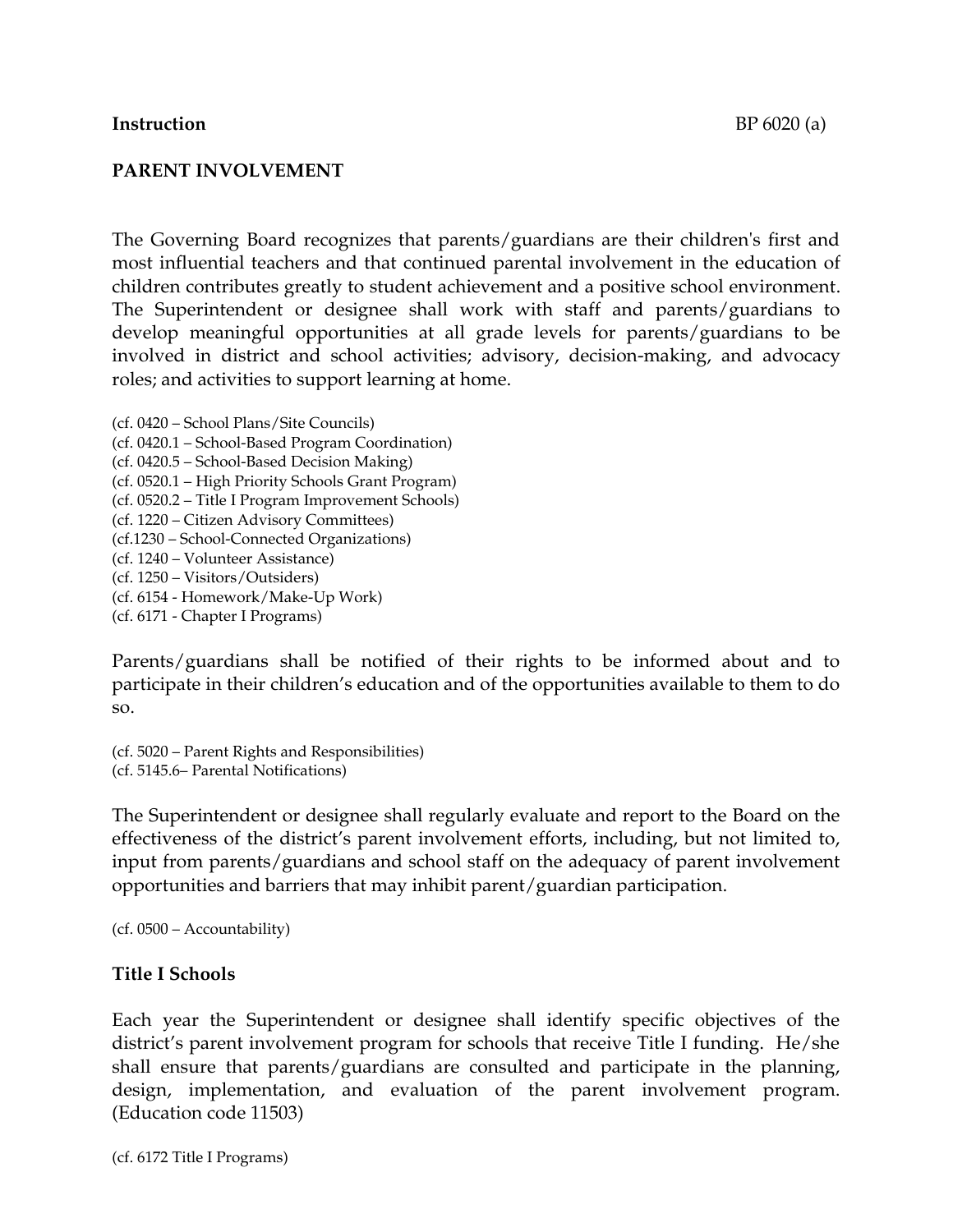**Instruction** BP 6020 (a)

**PARENT INVOLVEMENT**

The Governing Board recognizes that parents/guardians are their children's first and most influential teachers and that continued parental involvement in the education of children contributes greatly to student achievement and a positive school environment. The Superintendent or designee shall work with staff and parents/guardians to develop meaningful opportunities at all grade levels for parents/guardians to be involved in district and school activities; advisory, decision-making, and advocacy roles; and activities to support learning at home.

(cf. 0420 – School Plans/Site Councils)
(cf. 0420.1 – School-Based Program Coordination)
(cf. 0420.5 – School-Based Decision Making)
(cf. 0520.1 – High Priority Schools Grant Program)
(cf. 0520.2 – Title I Program Improvement Schools)
(cf. 1220 – Citizen Advisory Committees)
(cf.1230 – School-Connected Organizations)
(cf. 1240 – Volunteer Assistance)
(cf. 1250 – Visitors/Outsiders)
(cf. 6154 - Homework/Make-Up Work)
(cf. 6171 - Chapter I Programs)

Parents/guardians shall be notified of their rights to be informed about and to participate in their children's education and of the opportunities available to them to do so.

(cf. 5020 – Parent Rights and Responsibilities)
(cf. 5145.6– Parental Notifications)

The Superintendent or designee shall regularly evaluate and report to the Board on the effectiveness of the district's parent involvement efforts, including, but not limited to, input from parents/guardians and school staff on the adequacy of parent involvement opportunities and barriers that may inhibit parent/guardian participation.

(cf. 0500 – Accountability)

**Title I Schools**

Each year the Superintendent or designee shall identify specific objectives of the district's parent involvement program for schools that receive Title I funding. He/she shall ensure that parents/guardians are consulted and participate in the planning, design, implementation, and evaluation of the parent involvement program. (Education code 11503)

(cf. 6172 Title I Programs)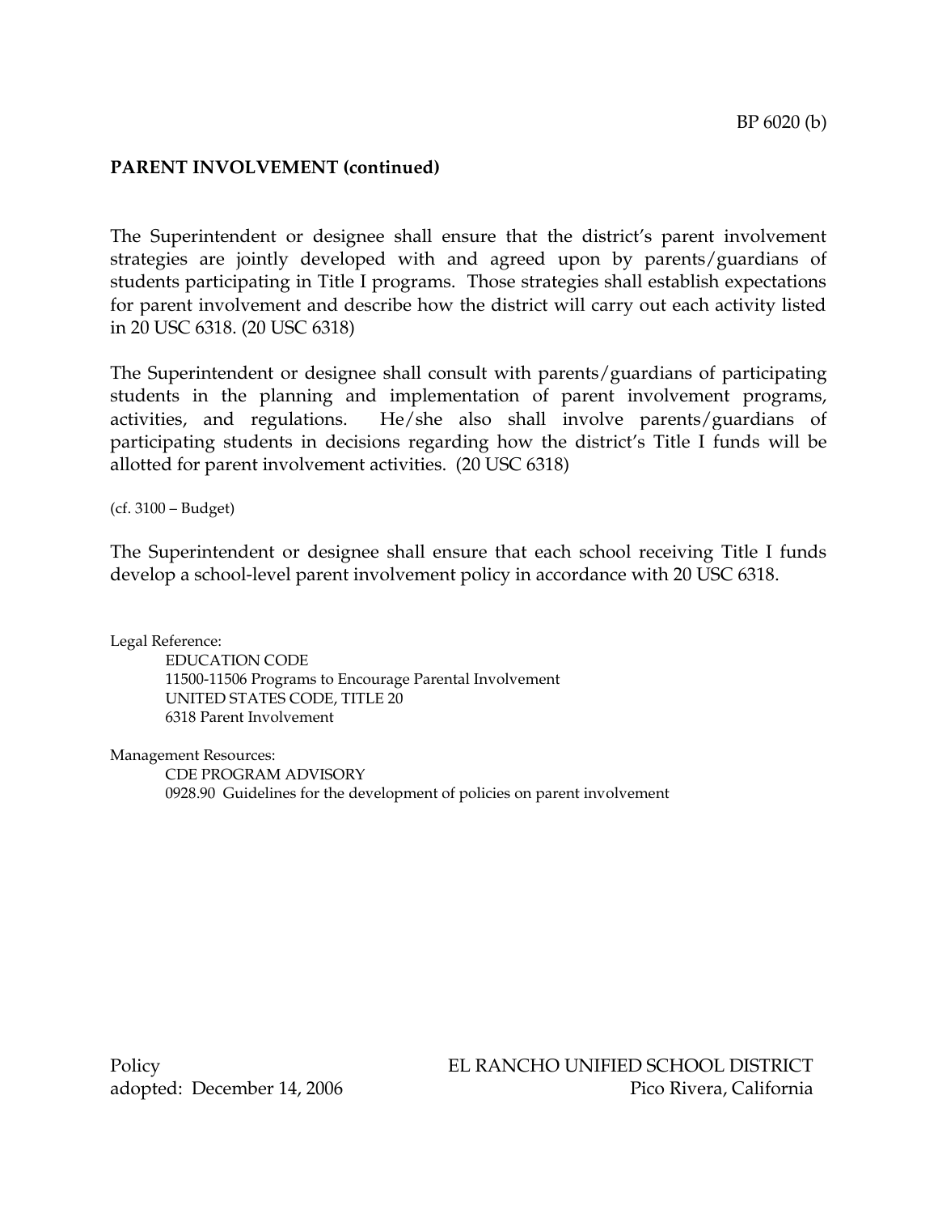**PARENT INVOLVEMENT (continued)**

The Superintendent or designee shall ensure that the district's parent involvement strategies are jointly developed with and agreed upon by parents/guardians of students participating in Title I programs. Those strategies shall establish expectations for parent involvement and describe how the district will carry out each activity listed in 20 USC 6318. (20 USC 6318)

The Superintendent or designee shall consult with parents/guardians of participating students in the planning and implementation of parent involvement programs, activities, and regulations. He/she also shall involve parents/guardians of participating students in decisions regarding how the district's Title I funds will be allotted for parent involvement activities. (20 USC 6318)

(cf. 3100 – Budget)

The Superintendent or designee shall ensure that each school receiving Title I funds develop a school-level parent involvement policy in accordance with 20 USC 6318.

Legal Reference:
- EDUCATION CODE
- 11500-11506 Programs to Encourage Parental Involvement
- UNITED STATES CODE, TITLE 20
- 6318 Parent Involvement

Management Resources:
- CDE PROGRAM ADVISORY
- 0928.90 Guidelines for the development of policies on parent involvement

Policy
adopted: December 14, 2006

EL RANCHO UNIFIED SCHOOL DISTRICT
Pico Rivera, California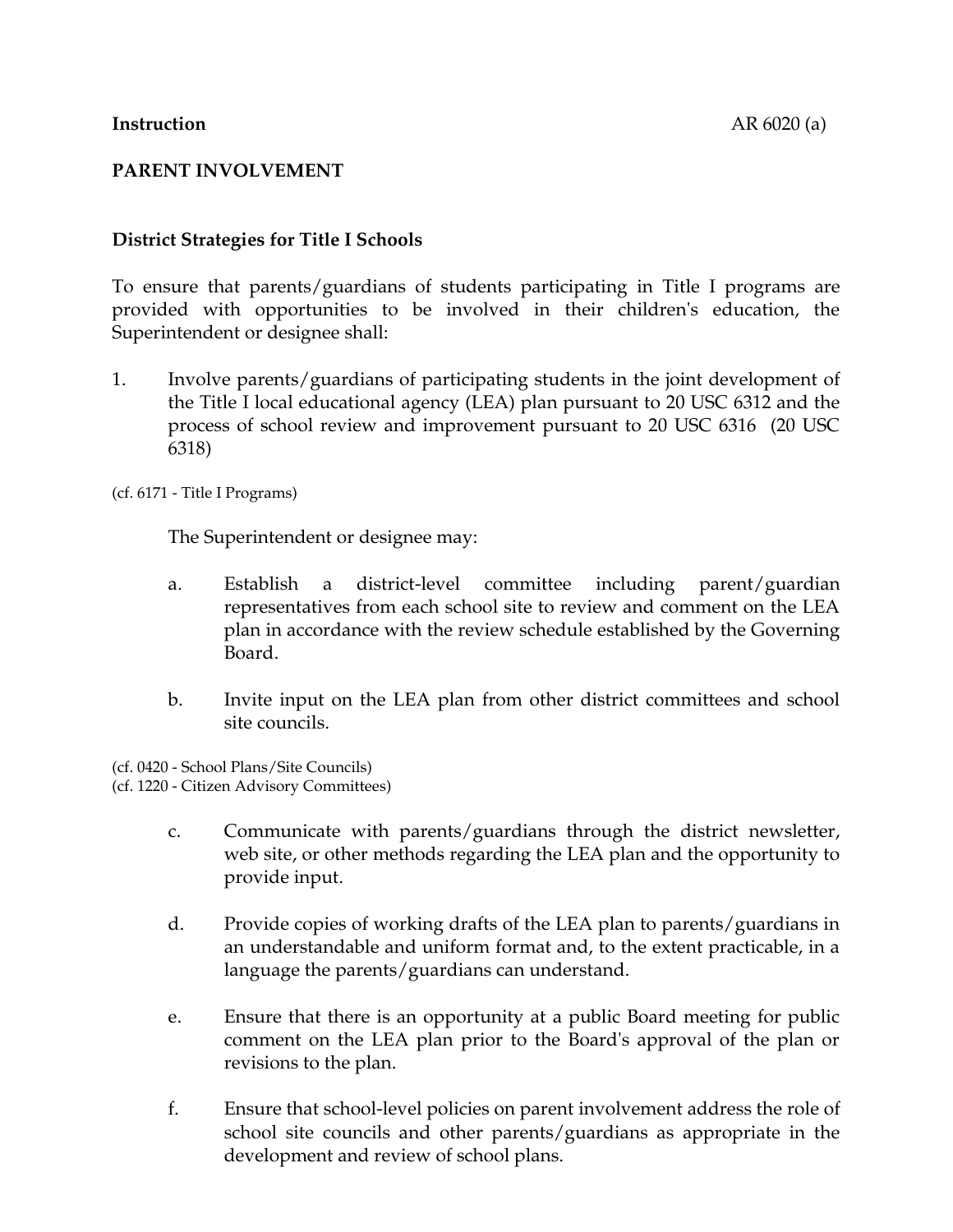**Instruction** AR 6020 (a)

## PARENT INVOLVEMENT

### District Strategies for Title I Schools

To ensure that parents/guardians of students participating in Title I programs are provided with opportunities to be involved in their children's education, the Superintendent or designee shall:

1. Involve parents/guardians of participating students in the joint development of the Title I local educational agency (LEA) plan pursuant to 20 USC 6312 and the process of school review and improvement pursuant to 20 USC 6316 (20 USC 6318)

(cf. 6171 - Title I Programs)

The Superintendent or designee may:

a. Establish a district-level committee including parent/guardian representatives from each school site to review and comment on the LEA plan in accordance with the review schedule established by the Governing Board.

b. Invite input on the LEA plan from other district committees and school site councils.

(cf. 0420 - School Plans/Site Councils)
(cf. 1220 - Citizen Advisory Committees)

c. Communicate with parents/guardians through the district newsletter, web site, or other methods regarding the LEA plan and the opportunity to provide input.

d. Provide copies of working drafts of the LEA plan to parents/guardians in an understandable and uniform format and, to the extent practicable, in a language the parents/guardians can understand.

e. Ensure that there is an opportunity at a public Board meeting for public comment on the LEA plan prior to the Board's approval of the plan or revisions to the plan.

f. Ensure that school-level policies on parent involvement address the role of school site councils and other parents/guardians as appropriate in the development and review of school plans.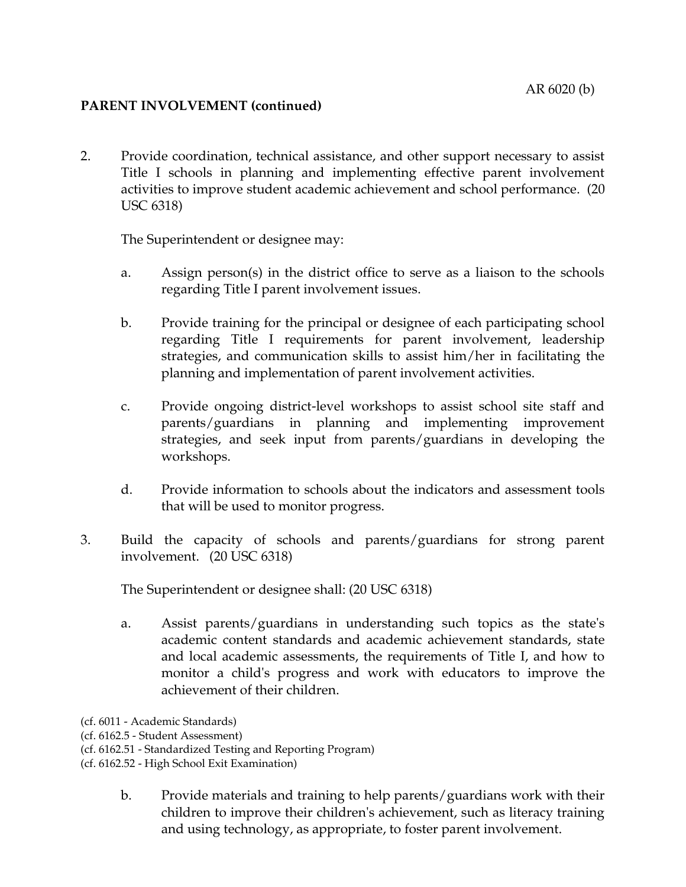**PARENT INVOLVEMENT (continued)**

2. Provide coordination, technical assistance, and other support necessary to assist Title I schools in planning and implementing effective parent involvement activities to improve student academic achievement and school performance. (20 USC 6318)

   The Superintendent or designee may:

   a. Assign person(s) in the district office to serve as a liaison to the schools regarding Title I parent involvement issues.

   b. Provide training for the principal or designee of each participating school regarding Title I requirements for parent involvement, leadership strategies, and communication skills to assist him/her in facilitating the planning and implementation of parent involvement activities.

   c. Provide ongoing district-level workshops to assist school site staff and parents/guardians in planning and implementing improvement strategies, and seek input from parents/guardians in developing the workshops.

   d. Provide information to schools about the indicators and assessment tools that will be used to monitor progress.

3. Build the capacity of schools and parents/guardians for strong parent involvement. (20 USC 6318)

   The Superintendent or designee shall: (20 USC 6318)

   a. Assist parents/guardians in understanding such topics as the state's academic content standards and academic achievement standards, state and local academic assessments, the requirements of Title I, and how to monitor a child's progress and work with educators to improve the achievement of their children.

(cf. 6011 - Academic Standards)
(cf. 6162.5 - Student Assessment)
(cf. 6162.51 - Standardized Testing and Reporting Program)
(cf. 6162.52 - High School Exit Examination)

   b. Provide materials and training to help parents/guardians work with their children to improve their children's achievement, such as literacy training and using technology, as appropriate, to foster parent involvement.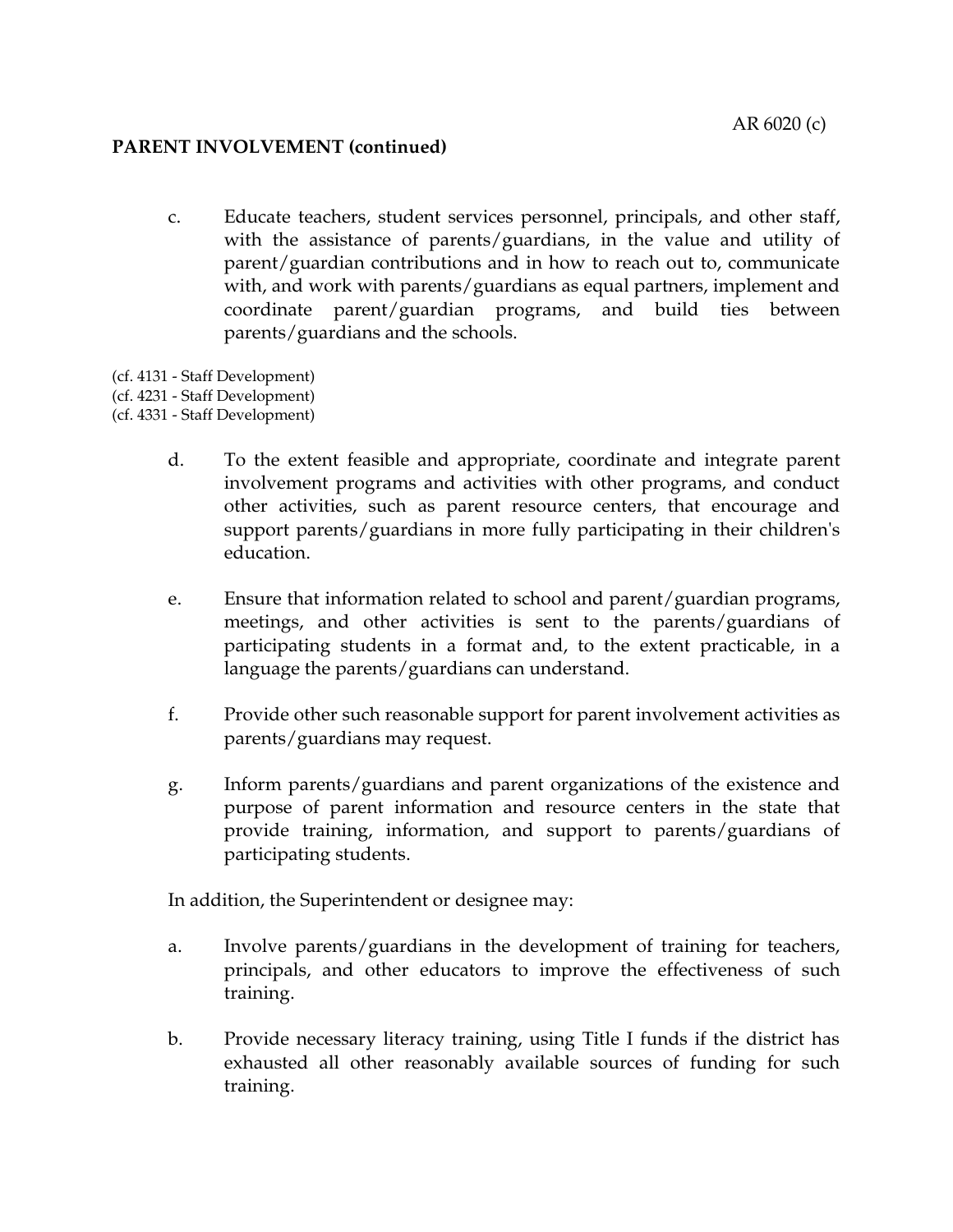**PARENT INVOLVEMENT (continued)**

c. Educate teachers, student services personnel, principals, and other staff, with the assistance of parents/guardians, in the value and utility of parent/guardian contributions and in how to reach out to, communicate with, and work with parents/guardians as equal partners, implement and coordinate parent/guardian programs, and build ties between parents/guardians and the schools.

(cf. 4131 - Staff Development)
(cf. 4231 - Staff Development)
(cf. 4331 - Staff Development)

d. To the extent feasible and appropriate, coordinate and integrate parent involvement programs and activities with other programs, and conduct other activities, such as parent resource centers, that encourage and support parents/guardians in more fully participating in their children's education.

e. Ensure that information related to school and parent/guardian programs, meetings, and other activities is sent to the parents/guardians of participating students in a format and, to the extent practicable, in a language the parents/guardians can understand.

f. Provide other such reasonable support for parent involvement activities as parents/guardians may request.

g. Inform parents/guardians and parent organizations of the existence and purpose of parent information and resource centers in the state that provide training, information, and support to parents/guardians of participating students.

In addition, the Superintendent or designee may:

a. Involve parents/guardians in the development of training for teachers, principals, and other educators to improve the effectiveness of such training.

b. Provide necessary literacy training, using Title I funds if the district has exhausted all other reasonably available sources of funding for such training.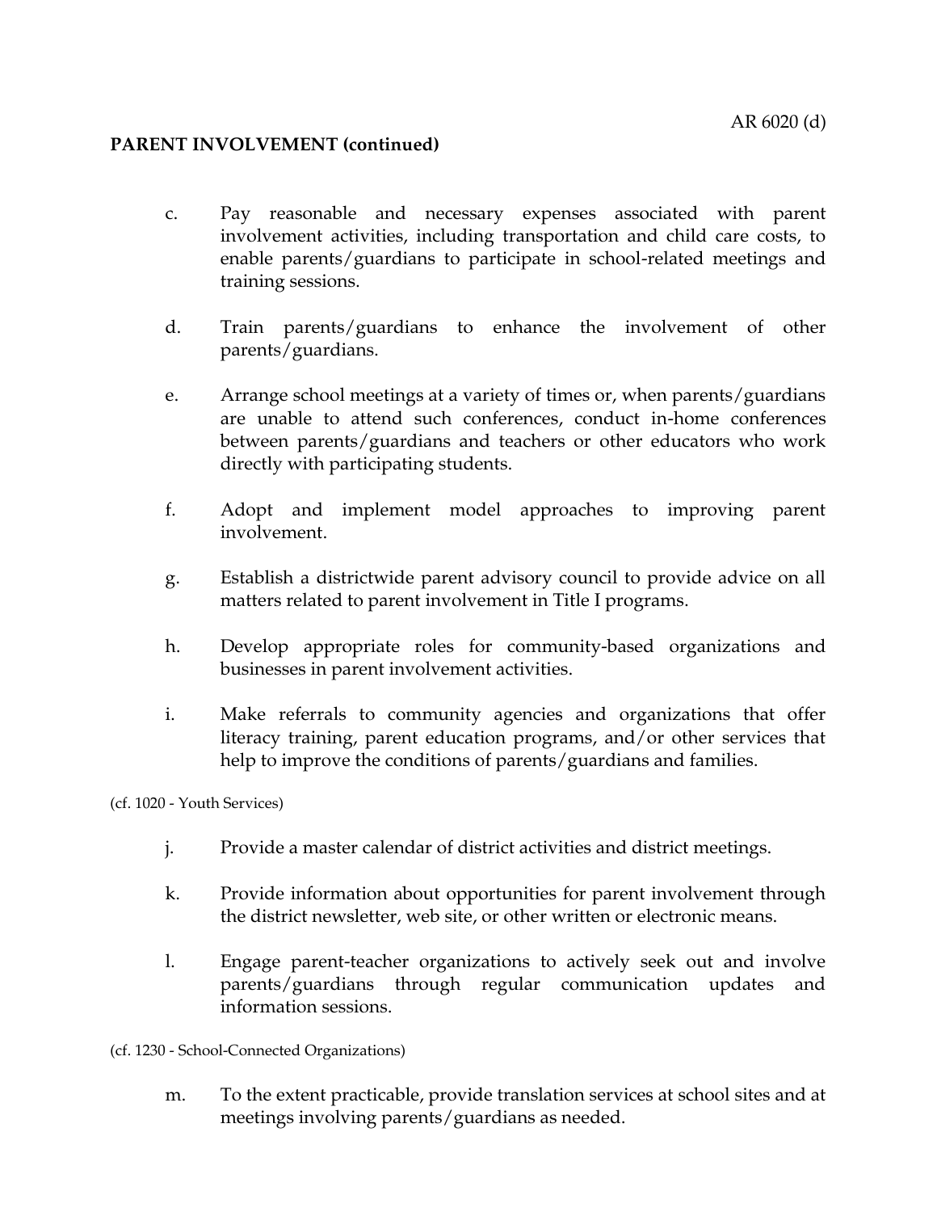**PARENT INVOLVEMENT (continued)**

c. Pay reasonable and necessary expenses associated with parent involvement activities, including transportation and child care costs, to enable parents/guardians to participate in school-related meetings and training sessions.

d. Train parents/guardians to enhance the involvement of other parents/guardians.

e. Arrange school meetings at a variety of times or, when parents/guardians are unable to attend such conferences, conduct in-home conferences between parents/guardians and teachers or other educators who work directly with participating students.

f. Adopt and implement model approaches to improving parent involvement.

g. Establish a districtwide parent advisory council to provide advice on all matters related to parent involvement in Title I programs.

h. Develop appropriate roles for community-based organizations and businesses in parent involvement activities.

i. Make referrals to community agencies and organizations that offer literacy training, parent education programs, and/or other services that help to improve the conditions of parents/guardians and families.

(cf. 1020 - Youth Services)

j. Provide a master calendar of district activities and district meetings.

k. Provide information about opportunities for parent involvement through the district newsletter, web site, or other written or electronic means.

l. Engage parent-teacher organizations to actively seek out and involve parents/guardians through regular communication updates and information sessions.

(cf. 1230 - School-Connected Organizations)

m. To the extent practicable, provide translation services at school sites and at meetings involving parents/guardians as needed.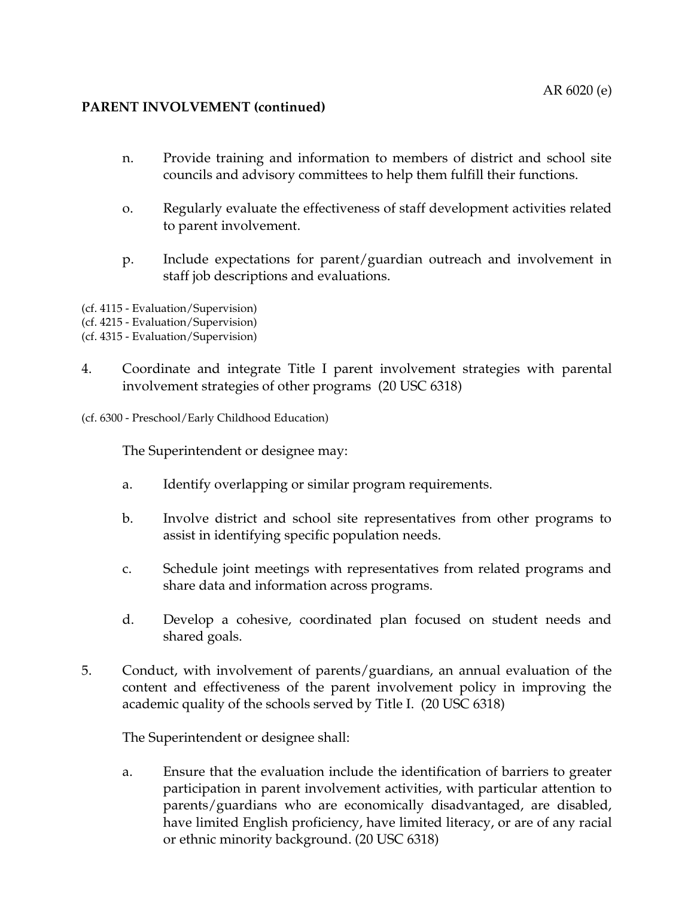**PARENT INVOLVEMENT (continued)**

n. Provide training and information to members of district and school site councils and advisory committees to help them fulfill their functions.

o. Regularly evaluate the effectiveness of staff development activities related to parent involvement.

p. Include expectations for parent/guardian outreach and involvement in staff job descriptions and evaluations.

(cf. 4115 - Evaluation/Supervision)
(cf. 4215 - Evaluation/Supervision)
(cf. 4315 - Evaluation/Supervision)

4. Coordinate and integrate Title I parent involvement strategies with parental involvement strategies of other programs (20 USC 6318)

(cf. 6300 - Preschool/Early Childhood Education)

The Superintendent or designee may:

a. Identify overlapping or similar program requirements.

b. Involve district and school site representatives from other programs to assist in identifying specific population needs.

c. Schedule joint meetings with representatives from related programs and share data and information across programs.

d. Develop a cohesive, coordinated plan focused on student needs and shared goals.

5. Conduct, with involvement of parents/guardians, an annual evaluation of the content and effectiveness of the parent involvement policy in improving the academic quality of the schools served by Title I. (20 USC 6318)

The Superintendent or designee shall:

a. Ensure that the evaluation include the identification of barriers to greater participation in parent involvement activities, with particular attention to parents/guardians who are economically disadvantaged, are disabled, have limited English proficiency, have limited literacy, or are of any racial or ethnic minority background. (20 USC 6318)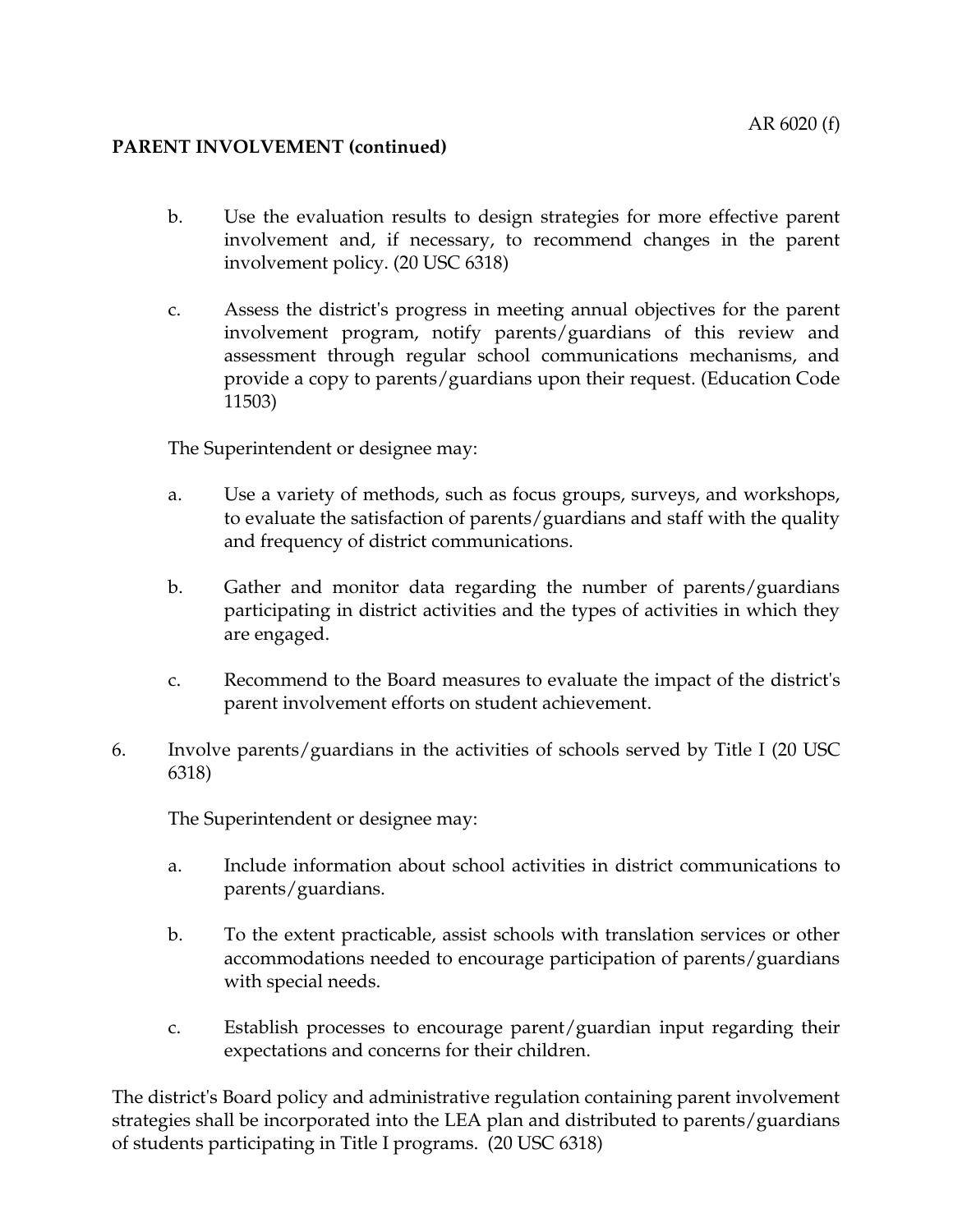**PARENT INVOLVEMENT (continued)**

b. Use the evaluation results to design strategies for more effective parent involvement and, if necessary, to recommend changes in the parent involvement policy. (20 USC 6318)

c. Assess the district's progress in meeting annual objectives for the parent involvement program, notify parents/guardians of this review and assessment through regular school communications mechanisms, and provide a copy to parents/guardians upon their request. (Education Code 11503)

The Superintendent or designee may:

a. Use a variety of methods, such as focus groups, surveys, and workshops, to evaluate the satisfaction of parents/guardians and staff with the quality and frequency of district communications.

b. Gather and monitor data regarding the number of parents/guardians participating in district activities and the types of activities in which they are engaged.

c. Recommend to the Board measures to evaluate the impact of the district's parent involvement efforts on student achievement.

6. Involve parents/guardians in the activities of schools served by Title I (20 USC 6318)

The Superintendent or designee may:

a. Include information about school activities in district communications to parents/guardians.

b. To the extent practicable, assist schools with translation services or other accommodations needed to encourage participation of parents/guardians with special needs.

c. Establish processes to encourage parent/guardian input regarding their expectations and concerns for their children.

The district's Board policy and administrative regulation containing parent involvement strategies shall be incorporated into the LEA plan and distributed to parents/guardians of students participating in Title I programs. (20 USC 6318)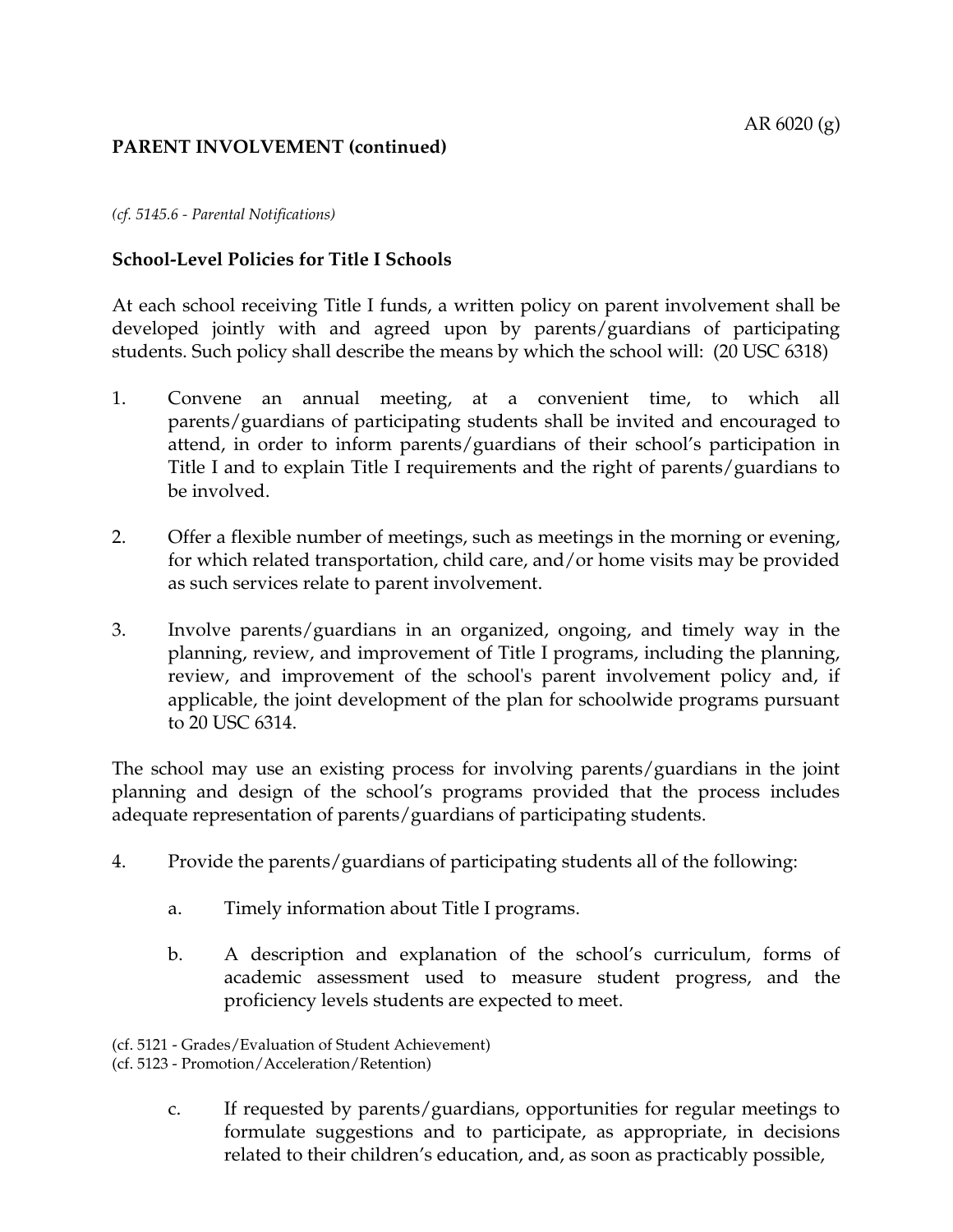**PARENT INVOLVEMENT (continued)**

*(cf. 5145.6 - Parental Notifications)*

**School-Level Policies for Title I Schools**

At each school receiving Title I funds, a written policy on parent involvement shall be developed jointly with and agreed upon by parents/guardians of participating students. Such policy shall describe the means by which the school will: (20 USC 6318)

1. Convene an annual meeting, at a convenient time, to which all parents/guardians of participating students shall be invited and encouraged to attend, in order to inform parents/guardians of their school's participation in Title I and to explain Title I requirements and the right of parents/guardians to be involved.

2. Offer a flexible number of meetings, such as meetings in the morning or evening, for which related transportation, child care, and/or home visits may be provided as such services relate to parent involvement.

3. Involve parents/guardians in an organized, ongoing, and timely way in the planning, review, and improvement of Title I programs, including the planning, review, and improvement of the school's parent involvement policy and, if applicable, the joint development of the plan for schoolwide programs pursuant to 20 USC 6314.

The school may use an existing process for involving parents/guardians in the joint planning and design of the school's programs provided that the process includes adequate representation of parents/guardians of participating students.

4. Provide the parents/guardians of participating students all of the following:

    a. Timely information about Title I programs.

    b. A description and explanation of the school's curriculum, forms of academic assessment used to measure student progress, and the proficiency levels students are expected to meet.

(cf. 5121 - Grades/Evaluation of Student Achievement)
(cf. 5123 - Promotion/Acceleration/Retention)

    c. If requested by parents/guardians, opportunities for regular meetings to formulate suggestions and to participate, as appropriate, in decisions related to their children's education, and, as soon as practicably possible,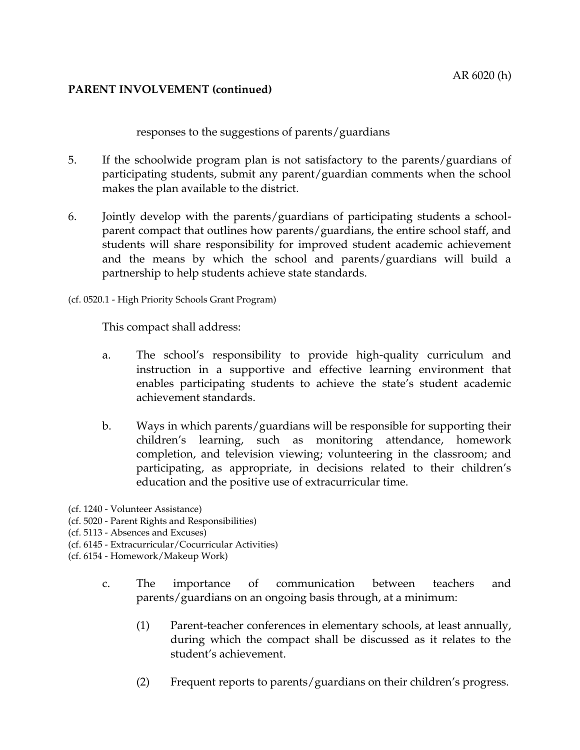**PARENT INVOLVEMENT (continued)**

responses to the suggestions of parents/guardians

5. If the schoolwide program plan is not satisfactory to the parents/guardians of participating students, submit any parent/guardian comments when the school makes the plan available to the district.

6. Jointly develop with the parents/guardians of participating students a school-parent compact that outlines how parents/guardians, the entire school staff, and students will share responsibility for improved student academic achievement and the means by which the school and parents/guardians will build a partnership to help students achieve state standards.

(cf. 0520.1 - High Priority Schools Grant Program)

This compact shall address:

   a. The school's responsibility to provide high-quality curriculum and instruction in a supportive and effective learning environment that enables participating students to achieve the state's student academic achievement standards.

   b. Ways in which parents/guardians will be responsible for supporting their children's learning, such as monitoring attendance, homework completion, and television viewing; volunteering in the classroom; and participating, as appropriate, in decisions related to their children's education and the positive use of extracurricular time.

(cf. 1240 - Volunteer Assistance)
(cf. 5020 - Parent Rights and Responsibilities)
(cf. 5113 - Absences and Excuses)
(cf. 6145 - Extracurricular/Cocurricular Activities)
(cf. 6154 - Homework/Makeup Work)

   c. The importance of communication between teachers and parents/guardians on an ongoing basis through, at a minimum:

      (1) Parent-teacher conferences in elementary schools, at least annually, during which the compact shall be discussed as it relates to the student's achievement.

      (2) Frequent reports to parents/guardians on their children's progress.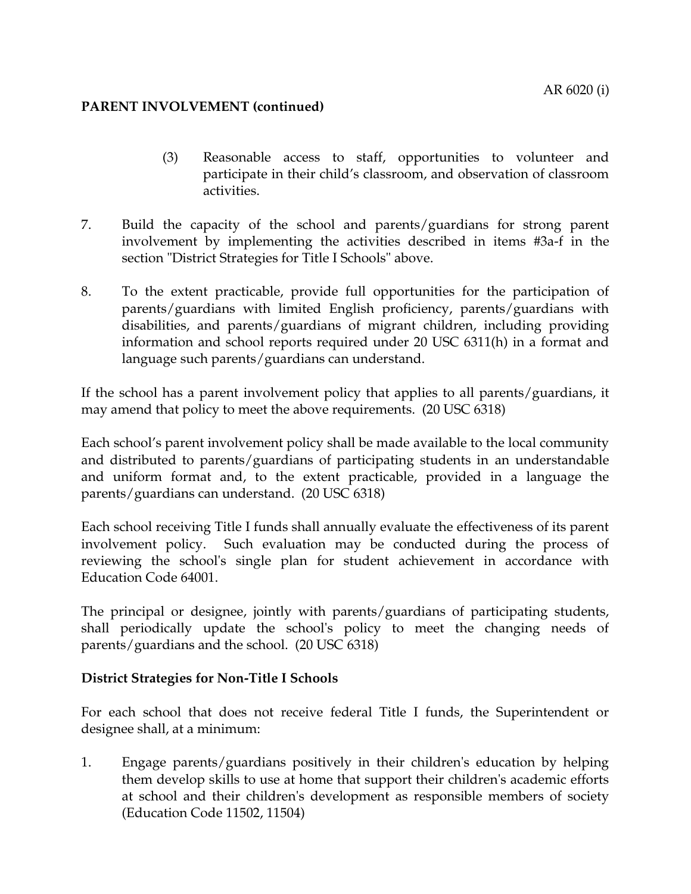**PARENT INVOLVEMENT (continued)**

(3) Reasonable access to staff, opportunities to volunteer and participate in their child's classroom, and observation of classroom activities.

7. Build the capacity of the school and parents/guardians for strong parent involvement by implementing the activities described in items #3a-f in the section "District Strategies for Title I Schools" above.

8. To the extent practicable, provide full opportunities for the participation of parents/guardians with limited English proficiency, parents/guardians with disabilities, and parents/guardians of migrant children, including providing information and school reports required under 20 USC 6311(h) in a format and language such parents/guardians can understand.

If the school has a parent involvement policy that applies to all parents/guardians, it may amend that policy to meet the above requirements. (20 USC 6318)

Each school's parent involvement policy shall be made available to the local community and distributed to parents/guardians of participating students in an understandable and uniform format and, to the extent practicable, provided in a language the parents/guardians can understand. (20 USC 6318)

Each school receiving Title I funds shall annually evaluate the effectiveness of its parent involvement policy. Such evaluation may be conducted during the process of reviewing the school's single plan for student achievement in accordance with Education Code 64001.

The principal or designee, jointly with parents/guardians of participating students, shall periodically update the school's policy to meet the changing needs of parents/guardians and the school. (20 USC 6318)

**District Strategies for Non-Title I Schools**

For each school that does not receive federal Title I funds, the Superintendent or designee shall, at a minimum:

1. Engage parents/guardians positively in their children's education by helping them develop skills to use at home that support their children's academic efforts at school and their children's development as responsible members of society (Education Code 11502, 11504)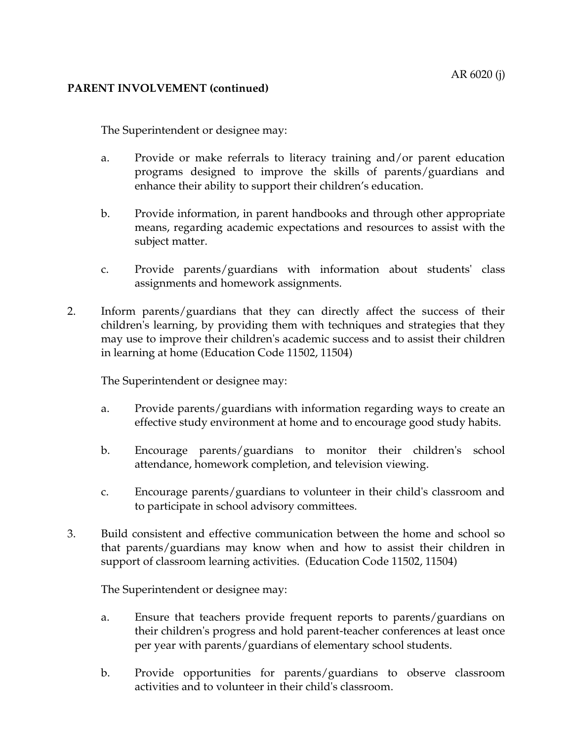**PARENT INVOLVEMENT (continued)**

The Superintendent or designee may:

a. Provide or make referrals to literacy training and/or parent education programs designed to improve the skills of parents/guardians and enhance their ability to support their children's education.

b. Provide information, in parent handbooks and through other appropriate means, regarding academic expectations and resources to assist with the subject matter.

c. Provide parents/guardians with information about students' class assignments and homework assignments.

2. Inform parents/guardians that they can directly affect the success of their children's learning, by providing them with techniques and strategies that they may use to improve their children's academic success and to assist their children in learning at home (Education Code 11502, 11504)

   The Superintendent or designee may:

   a. Provide parents/guardians with information regarding ways to create an effective study environment at home and to encourage good study habits.

   b. Encourage parents/guardians to monitor their children's school attendance, homework completion, and television viewing.

   c. Encourage parents/guardians to volunteer in their child's classroom and to participate in school advisory committees.

3. Build consistent and effective communication between the home and school so that parents/guardians may know when and how to assist their children in support of classroom learning activities. (Education Code 11502, 11504)

   The Superintendent or designee may:

   a. Ensure that teachers provide frequent reports to parents/guardians on their children's progress and hold parent-teacher conferences at least once per year with parents/guardians of elementary school students.

   b. Provide opportunities for parents/guardians to observe classroom activities and to volunteer in their child's classroom.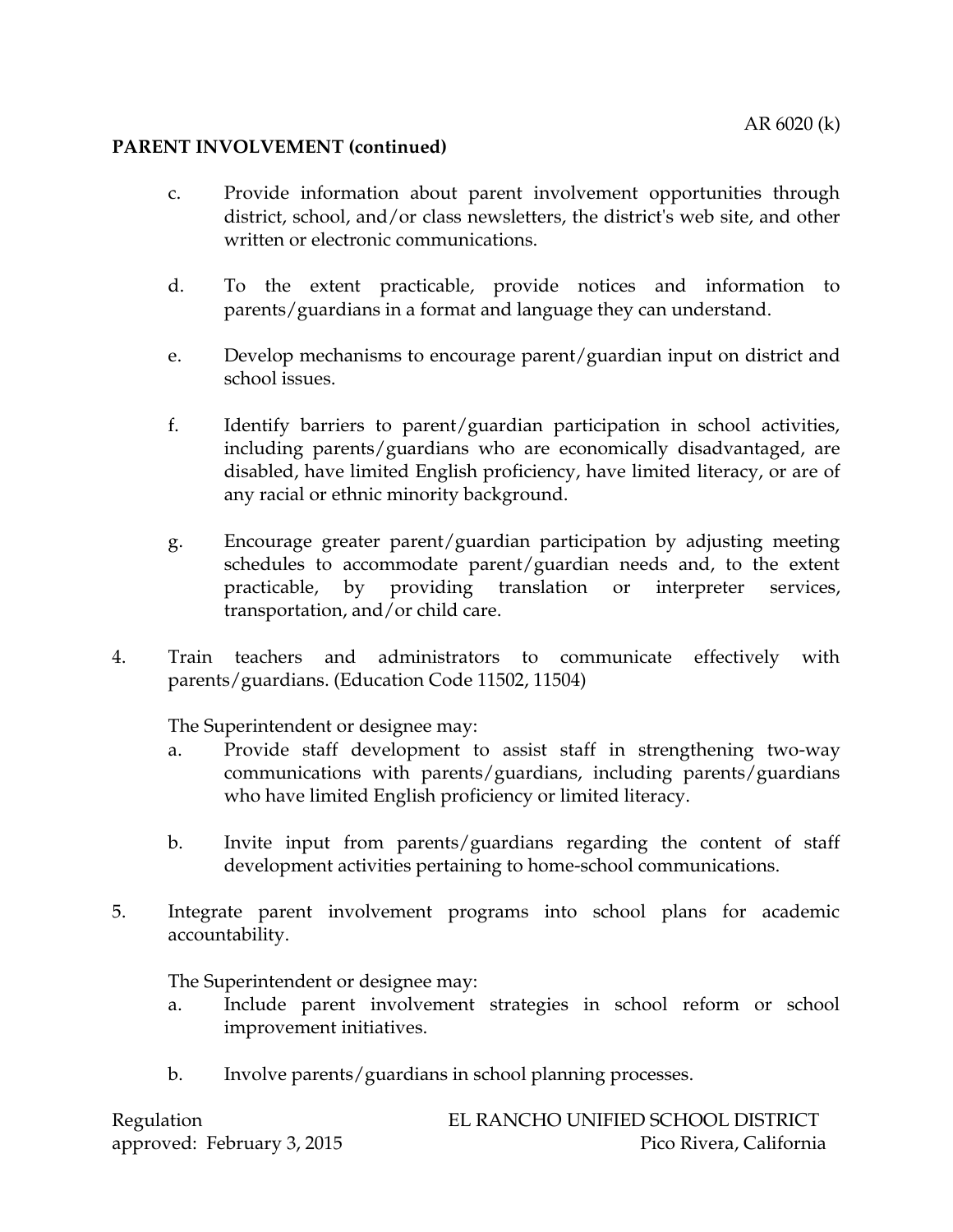**PARENT INVOLVEMENT (continued)**

c. Provide information about parent involvement opportunities through district, school, and/or class newsletters, the district's web site, and other written or electronic communications.

d. To the extent practicable, provide notices and information to parents/guardians in a format and language they can understand.

e. Develop mechanisms to encourage parent/guardian input on district and school issues.

f. Identify barriers to parent/guardian participation in school activities, including parents/guardians who are economically disadvantaged, are disabled, have limited English proficiency, have limited literacy, or are of any racial or ethnic minority background.

g. Encourage greater parent/guardian participation by adjusting meeting schedules to accommodate parent/guardian needs and, to the extent practicable, by providing translation or interpreter services, transportation, and/or child care.

4. Train teachers and administrators to communicate effectively with parents/guardians. (Education Code 11502, 11504)

   The Superintendent or designee may:

   a. Provide staff development to assist staff in strengthening two-way communications with parents/guardians, including parents/guardians who have limited English proficiency or limited literacy.

   b. Invite input from parents/guardians regarding the content of staff development activities pertaining to home-school communications.

5. Integrate parent involvement programs into school plans for academic accountability.

   The Superintendent or designee may:

   a. Include parent involvement strategies in school reform or school improvement initiatives.

   b. Involve parents/guardians in school planning processes.

Regulation approved: February 3, 2015

EL RANCHO UNIFIED SCHOOL DISTRICT
Pico Rivera, California